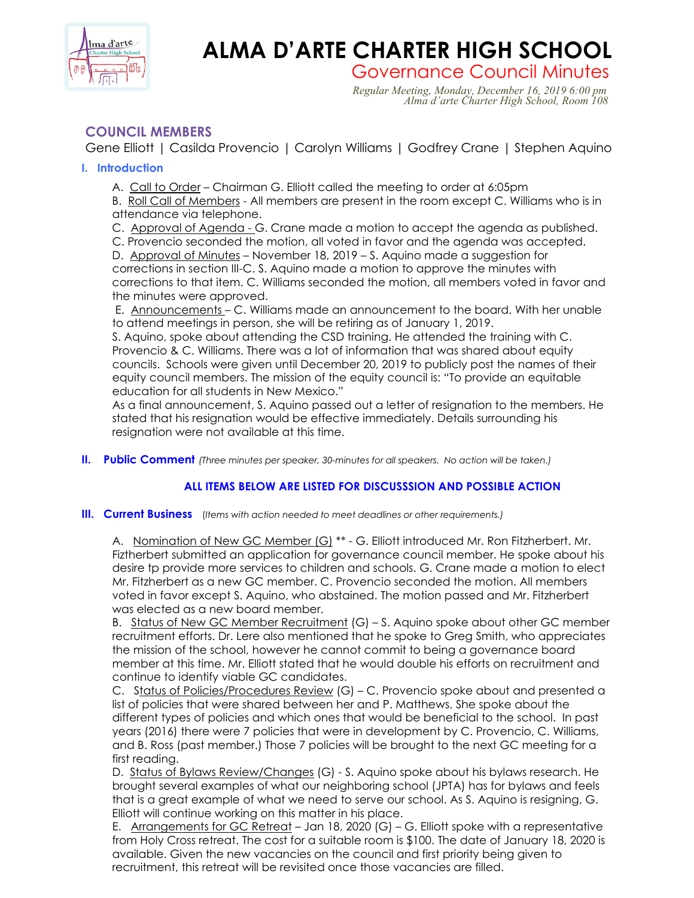# ALMA D'ARTE CHARTER HIGH SCHOOL

## Governance Council Minutes

*Regular Meeting, Monday, December 16, 2019 6:00 pm*
*Alma d'arte Charter High School, Room 108*

### COUNCIL MEMBERS

Gene Elliott | Casilda Provencio | Carolyn Williams | Godfrey Crane | Stephen Aquino

### I. Introduction

A. Call to Order – Chairman G. Elliott called the meeting to order at 6:05pm

B. Roll Call of Members - All members are present in the room except C. Williams who is in attendance via telephone.

C. Approval of Agenda - G. Crane made a motion to accept the agenda as published. C. Provencio seconded the motion, all voted in favor and the agenda was accepted.

D. Approval of Minutes – November 18, 2019 – S. Aquino made a suggestion for corrections in section III-C. S. Aquino made a motion to approve the minutes with corrections to that item. C. Williams seconded the motion, all members voted in favor and the minutes were approved.

E. Announcements – C. Williams made an announcement to the board. With her unable to attend meetings in person, she will be retiring as of January 1, 2019.

S. Aquino, spoke about attending the CSD training. He attended the training with C. Provencio & C. Williams. There was a lot of information that was shared about equity councils. Schools were given until December 20, 2019 to publicly post the names of their equity council members. The mission of the equity council is: "To provide an equitable education for all students in New Mexico."

As a final announcement, S. Aquino passed out a letter of resignation to the members. He stated that his resignation would be effective immediately. Details surrounding his resignation were not available at this time.

### II. Public Comment *(Three minutes per speaker, 30-minutes for all speakers. No action will be taken.)*

**ALL ITEMS BELOW ARE LISTED FOR DISCUSSSION AND POSSIBLE ACTION**

### III. Current Business *(Items with action needed to meet deadlines or other requirements.)*

A. Nomination of New GC Member (G) ** - G. Elliott introduced Mr. Ron Fitzherbert. Mr. Fizther­bert submitted an application for governance council member. He spoke about his desire tp provide more services to children and schools. G. Crane made a motion to elect Mr. Fitzherbert as a new GC member. C. Provencio seconded the motion. All members voted in favor except S. Aquino, who abstained. The motion passed and Mr. Fitzherbert was elected as a new board member.

B. Status of New GC Member Recruitment (G) – S. Aquino spoke about other GC member recruitment efforts. Dr. Lere also mentioned that he spoke to Greg Smith, who appreciates the mission of the school, however he cannot commit to being a governance board member at this time. Mr. Elliott stated that he would double his efforts on recruitment and continue to identify viable GC candidates.

C. Status of Policies/Procedures Review (G) – C. Provencio spoke about and presented a list of policies that were shared between her and P. Matthews. She spoke about the different types of policies and which ones that would be beneficial to the school. In past years (2016) there were 7 policies that were in development by C. Provencio, C. Williams, and B. Ross (past member.) Those 7 policies will be brought to the next GC meeting for a first reading.

D. Status of Bylaws Review/Changes (G) - S. Aquino spoke about his bylaws research. He brought several examples of what our neighboring school (JPTA) has for bylaws and feels that is a great example of what we need to serve our school. As S. Aquino is resigning, G. Elliott will continue working on this matter in his place.

E. Arrangements for GC Retreat – Jan 18, 2020 (G) – G. Elliott spoke with a representative from Holy Cross retreat. The cost for a suitable room is $100. The date of January 18, 2020 is available. Given the new vacancies on the council and first priority being given to recruitment, this retreat will be revisited once those vacancies are filled.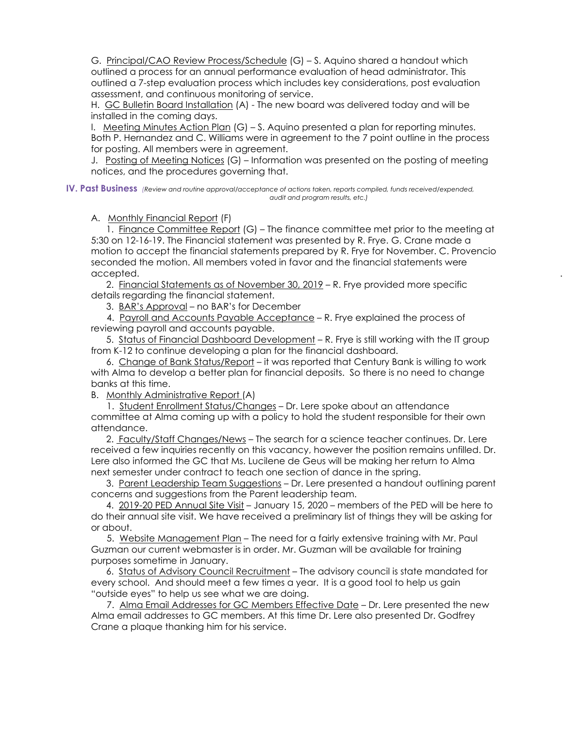G. Principal/CAO Review Process/Schedule (G) – S. Aquino shared a handout which outlined a process for an annual performance evaluation of head administrator. This outlined a 7-step evaluation process which includes key considerations, post evaluation assessment, and continuous monitoring of service.

H. GC Bulletin Board Installation (A) - The new board was delivered today and will be installed in the coming days.

I. Meeting Minutes Action Plan (G) – S. Aquino presented a plan for reporting minutes. Both P. Hernandez and C. Williams were in agreement to the 7 point outline in the process for posting. All members were in agreement.

J. Posting of Meeting Notices (G) – Information was presented on the posting of meeting notices, and the procedures governing that.

## IV. Past Business *(Review and routine approval/acceptance of actions taken, reports compiled, funds received/expended, audit and program results, etc.)*

A. Monthly Financial Report (F)

1. Finance Committee Report (G) – The finance committee met prior to the meeting at 5:30 on 12-16-19. The Financial statement was presented by R. Frye. G. Crane made a motion to accept the financial statements prepared by R. Frye for November. C. Provencio seconded the motion. All members voted in favor and the financial statements were accepted.

2. Financial Statements as of November 30, 2019 – R. Frye provided more specific details regarding the financial statement.

3. BAR's Approval – no BAR's for December

4. Payroll and Accounts Payable Acceptance – R. Frye explained the process of reviewing payroll and accounts payable.

5. Status of Financial Dashboard Development – R. Frye is still working with the IT group from K-12 to continue developing a plan for the financial dashboard.

6. Change of Bank Status/Report – it was reported that Century Bank is willing to work with Alma to develop a better plan for financial deposits. So there is no need to change banks at this time.

B. Monthly Administrative Report (A)

1. Student Enrollment Status/Changes – Dr. Lere spoke about an attendance committee at Alma coming up with a policy to hold the student responsible for their own attendance.

2. Faculty/Staff Changes/News – The search for a science teacher continues. Dr. Lere received a few inquiries recently on this vacancy, however the position remains unfilled. Dr. Lere also informed the GC that Ms. Lucilene de Geus will be making her return to Alma next semester under contract to teach one section of dance in the spring.

3. Parent Leadership Team Suggestions – Dr. Lere presented a handout outlining parent concerns and suggestions from the Parent leadership team.

4. 2019-20 PED Annual Site Visit – January 15, 2020 – members of the PED will be here to do their annual site visit. We have received a preliminary list of things they will be asking for or about.

5. Website Management Plan – The need for a fairly extensive training with Mr. Paul Guzman our current webmaster is in order. Mr. Guzman will be available for training purposes sometime in January.

6. Status of Advisory Council Recruitment – The advisory council is state mandated for every school. And should meet a few times a year. It is a good tool to help us gain "outside eyes" to help us see what we are doing.

7. Alma Email Addresses for GC Members Effective Date – Dr. Lere presented the new Alma email addresses to GC members. At this time Dr. Lere also presented Dr. Godfrey Crane a plaque thanking him for his service.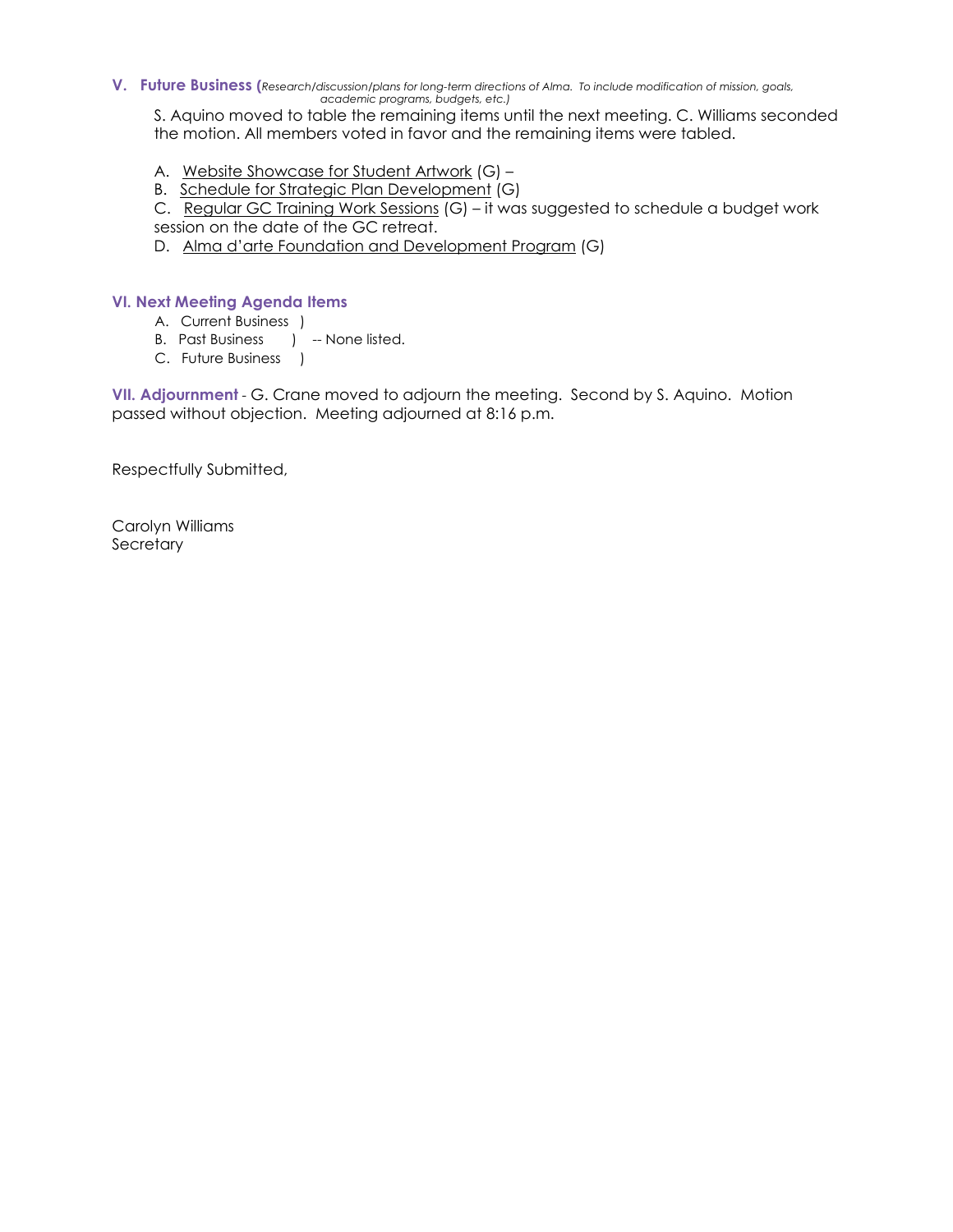## V. Future Business (*Research/discussion/plans for long-term directions of Alma. To include modification of mission, goals, academic programs, budgets, etc.)*

S. Aquino moved to table the remaining items until the next meeting. C. Williams seconded the motion. All members voted in favor and the remaining items were tabled.

A. Website Showcase for Student Artwork (G) –

B. Schedule for Strategic Plan Development (G)

C. Regular GC Training Work Sessions (G) – it was suggested to schedule a budget work session on the date of the GC retreat.

D. Alma d'arte Foundation and Development Program (G)

## VI. Next Meeting Agenda Items

A. Current Business )
B. Past Business ) -- None listed.
C. Future Business )

**VII. Adjournment** - G. Crane moved to adjourn the meeting. Second by S. Aquino. Motion passed without objection. Meeting adjourned at 8:16 p.m.

Respectfully Submitted,

Carolyn Williams
Secretary